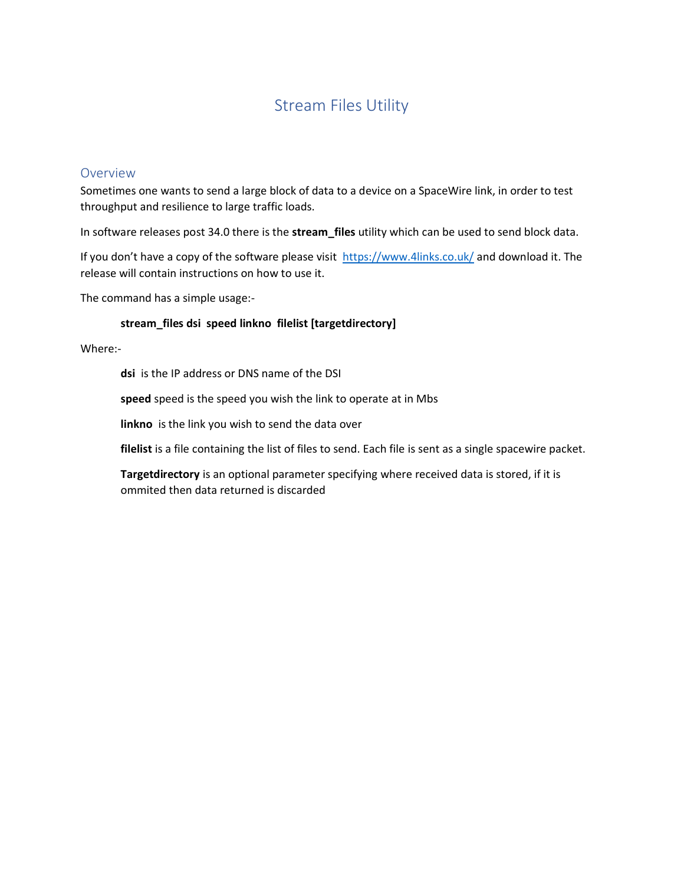# Stream Files Utility

## Overview

Sometimes one wants to send a large block of data to a device on a SpaceWire link, in order to test throughput and resilience to large traffic loads.

In software releases post 34.0 there is the **stream_files** utility which can be used to send block data.

If you don't have a copy of the software please visit [https://www.4links.co.uk/](https://www.4links.co.uk/) and download it. The release will contain instructions on how to use it.

The command has a simple usage:-

> **stream_files dsi speed linkno filelist [targetdirectory]**

Where:-

> **dsi** is the IP address or DNS name of the DSI
>
> **speed** speed is the speed you wish the link to operate at in Mbs
>
> **linkno** is the link you wish to send the data over
>
> **filelist** is a file containing the list of files to send. Each file is sent as a single spacewire packet.
>
> **Targetdirectory** is an optional parameter specifying where received data is stored, if it is ommited then data returned is discarded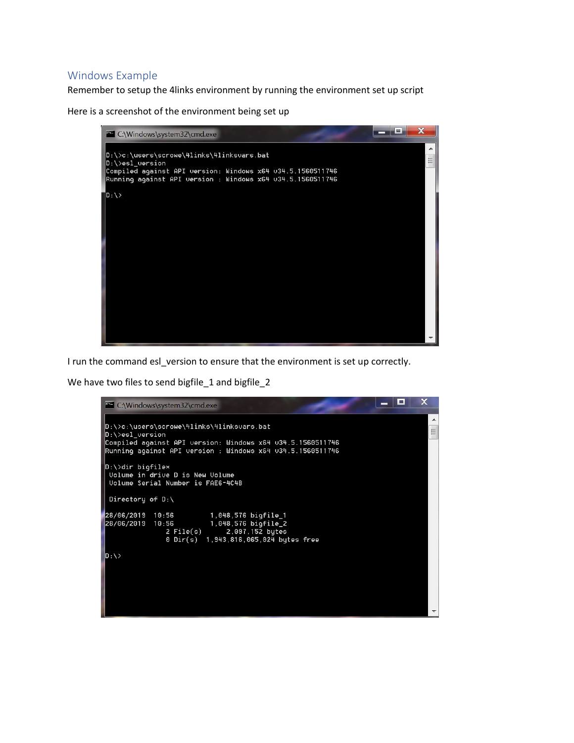## Windows Example

Remember to setup the 4links environment by running the environment set up script

Here is a screenshot of the environment being set up

```
D:\>c:\users\scrowe\4links\4linksvars.bat
D:\>esl_version
Compiled against API version: Windows x64 v34.5.1560511746
Running against API version : Windows x64 v34.5.1560511746

D:\>
```

I run the command esl_version to ensure that the environment is set up correctly.

We have two files to send bigfile_1 and bigfile_2

```
D:\>c:\users\scrowe\4links\4linksvars.bat
D:\>esl_version
Compiled against API version: Windows x64 v34.5.1560511746
Running against API version : Windows x64 v34.5.1560511746

D:\>dir bigfile*
 Volume in drive D is New Volume
 Volume Serial Number is FAE6-4C4B

 Directory of D:\

28/06/2019  10:56         1,048,576 bigfile_1
28/06/2019  10:56         1,048,576 bigfile_2
               2 File(s)      2,097,152 bytes
               0 Dir(s)  1,943,816,065,024 bytes free

D:\>
```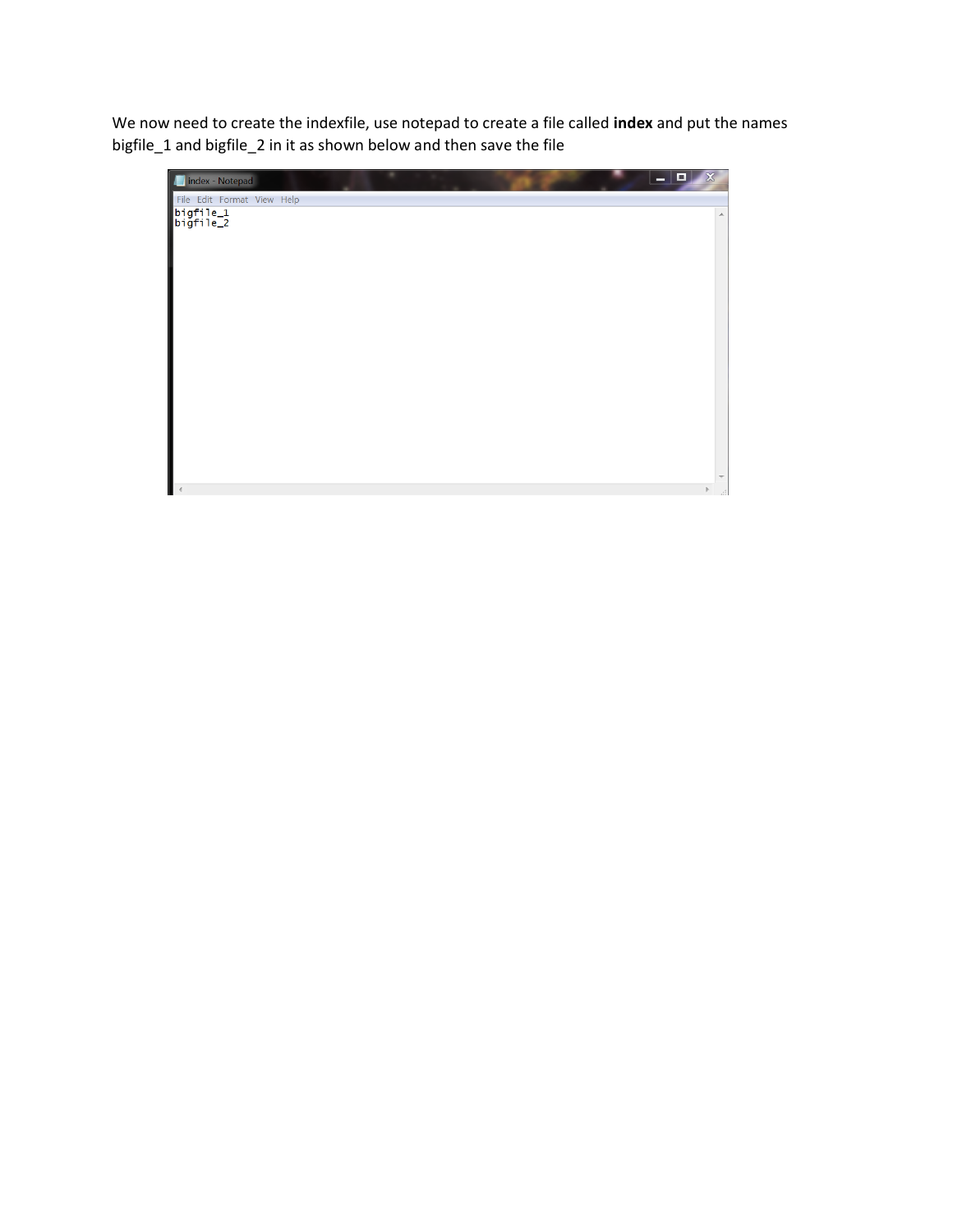We now need to create the indexfile, use notepad to create a file called **index** and put the names bigfile_1 and bigfile_2 in it as shown below and then save the file

```
bigfile_1
bigfile_2
```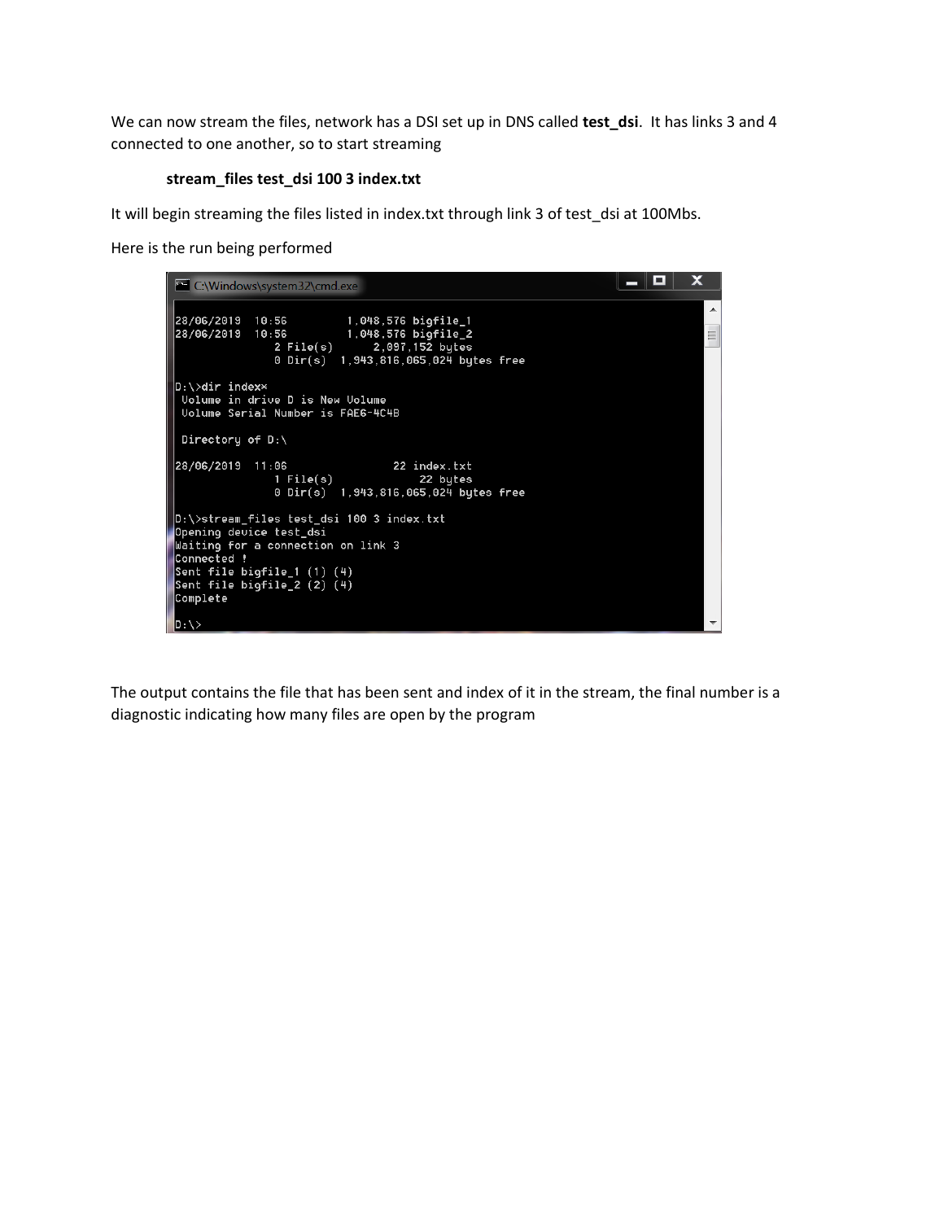We can now stream the files, network has a DSI set up in DNS called **test_dsi**. It has links 3 and 4 connected to one another, so to start streaming

**stream_files test_dsi 100 3 index.txt**

It will begin streaming the files listed in index.txt through link 3 of test_dsi at 100Mbs.

Here is the run being performed

```
C:\Windows\system32\cmd.exe

28/06/2019  10:56         1,048,576 bigfile_1
28/06/2019  10:56         1,048,576 bigfile_2
               2 File(s)      2,097,152 bytes
               0 Dir(s)  1,943,816,065,024 bytes free

D:\>dir index*
 Volume in drive D is New Volume
 Volume Serial Number is FAE6-4C4B

 Directory of D:\

28/06/2019  11:06                22 index.txt
               1 File(s)             22 bytes
               0 Dir(s)  1,943,816,065,024 bytes free

D:\>stream_files test_dsi 100 3 index.txt
Opening device test_dsi
Waiting for a connection on link 3
Connected !
Sent file bigfile_1 (1) (4)
Sent file bigfile_2 (2) (4)
Complete

D:\>
```

The output contains the file that has been sent and index of it in the stream, the final number is a diagnostic indicating how many files are open by the program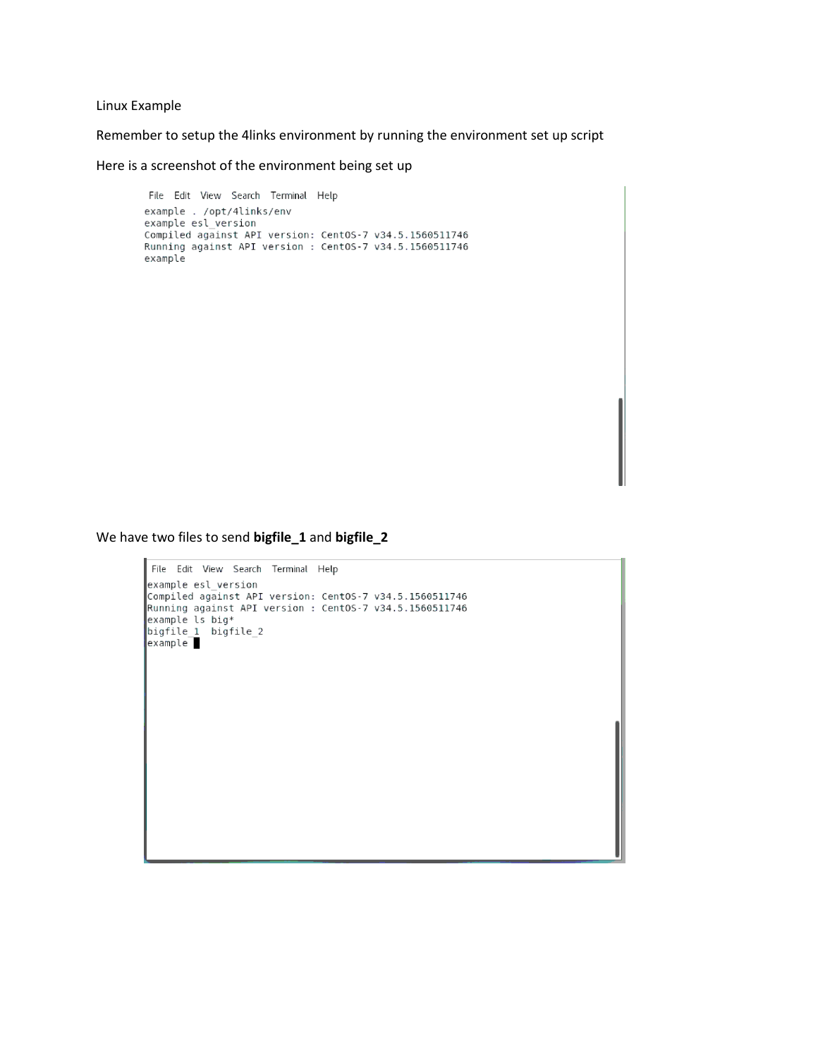Linux Example

Remember to setup the 4links environment by running the environment set up script

Here is a screenshot of the environment being set up

```
File  Edit  View  Search  Terminal  Help
example . /opt/4links/env
example esl_version
Compiled against API version: CentOS-7 v34.5.1560511746
Running against API version : CentOS-7 v34.5.1560511746
example
```

We have two files to send **bigfile_1** and **bigfile_2**

```
File  Edit  View  Search  Terminal  Help
example esl_version
Compiled against API version: CentOS-7 v34.5.1560511746
Running against API version : CentOS-7 v34.5.1560511746
example ls big*
bigfile_1  bigfile_2
example
```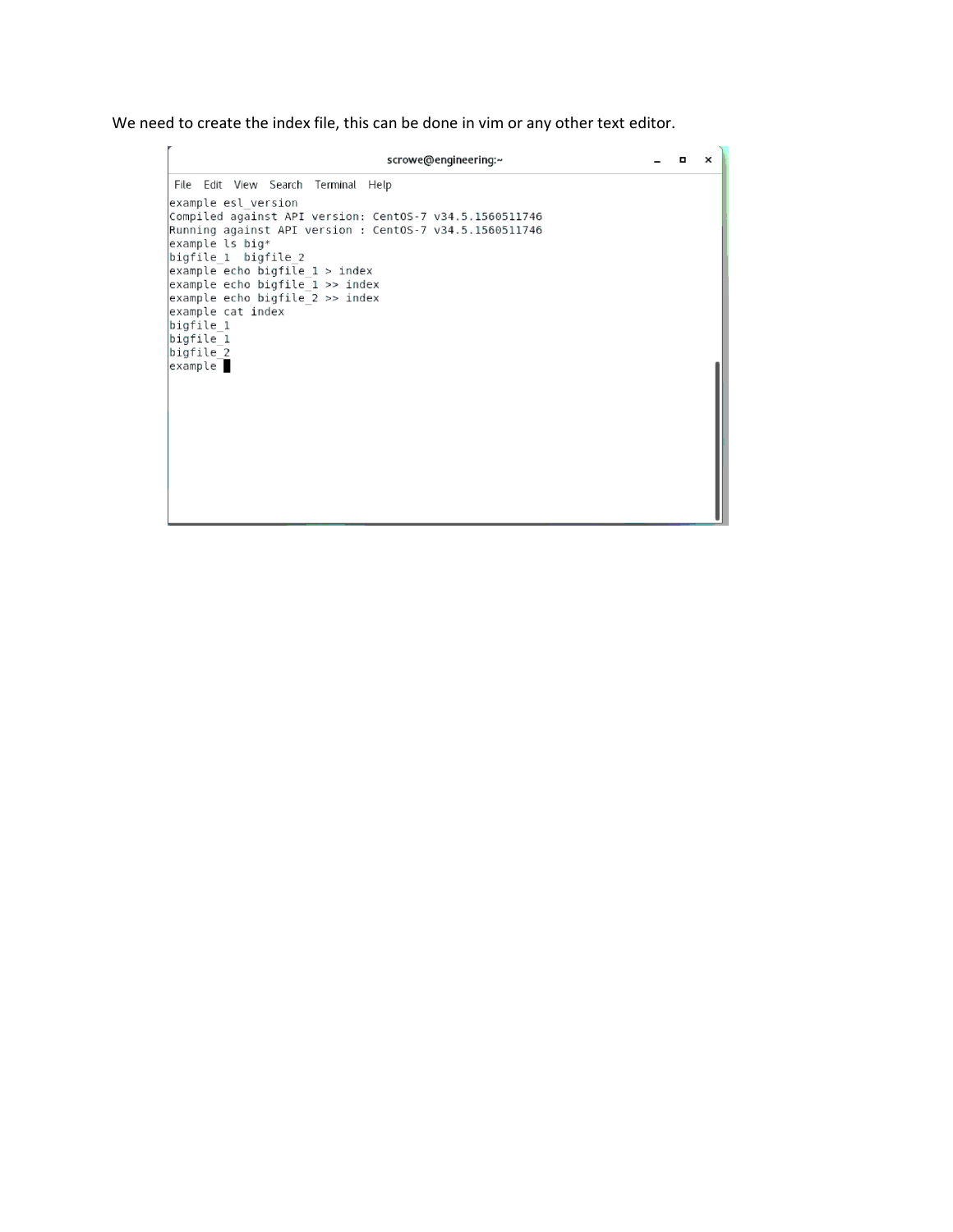We need to create the index file, this can be done in vim or any other text editor.

```
scrowe@engineering:~

File  Edit  View  Search  Terminal  Help
example esl_version
Compiled against API version: CentOS-7 v34.5.1560511746
Running against API version : CentOS-7 v34.5.1560511746
example ls big*
bigfile_1  bigfile_2
example echo bigfile_1 > index
example echo bigfile_1 >> index
example echo bigfile_2 >> index
example cat index
bigfile_1
bigfile_1
bigfile_2
example
```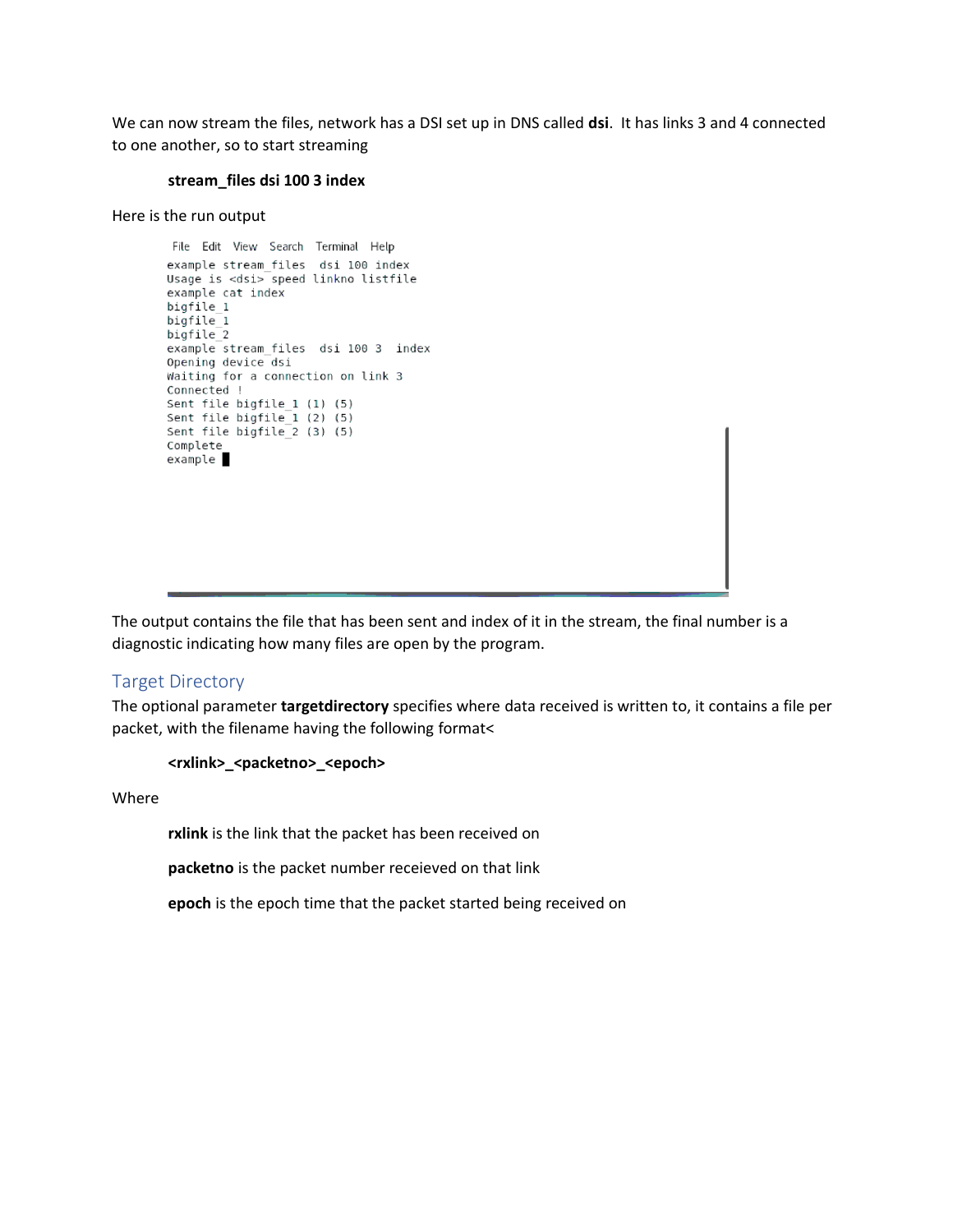We can now stream the files, network has a DSI set up in DNS called **dsi**. It has links 3 and 4 connected to one another, so to start streaming

**stream_files dsi 100 3 index**

Here is the run output

```
File  Edit  View  Search  Terminal  Help
example stream_files  dsi 100 index
Usage is <dsi> speed linkno listfile
example cat index
bigfile_1
bigfile_1
bigfile_2
example stream_files  dsi 100 3  index
Opening device dsi
Waiting for a connection on link 3
Connected !
Sent file bigfile_1 (1) (5)
Sent file bigfile_1 (2) (5)
Sent file bigfile_2 (3) (5)
Complete
example
```

The output contains the file that has been sent and index of it in the stream, the final number is a diagnostic indicating how many files are open by the program.

## Target Directory

The optional parameter **targetdirectory** specifies where data received is written to, it contains a file per packet, with the filename having the following format<

**<rxlink>_<packetno>_<epoch>**

Where

**rxlink** is the link that the packet has been received on

**packetno** is the packet number receieved on that link

**epoch** is the epoch time that the packet started being received on